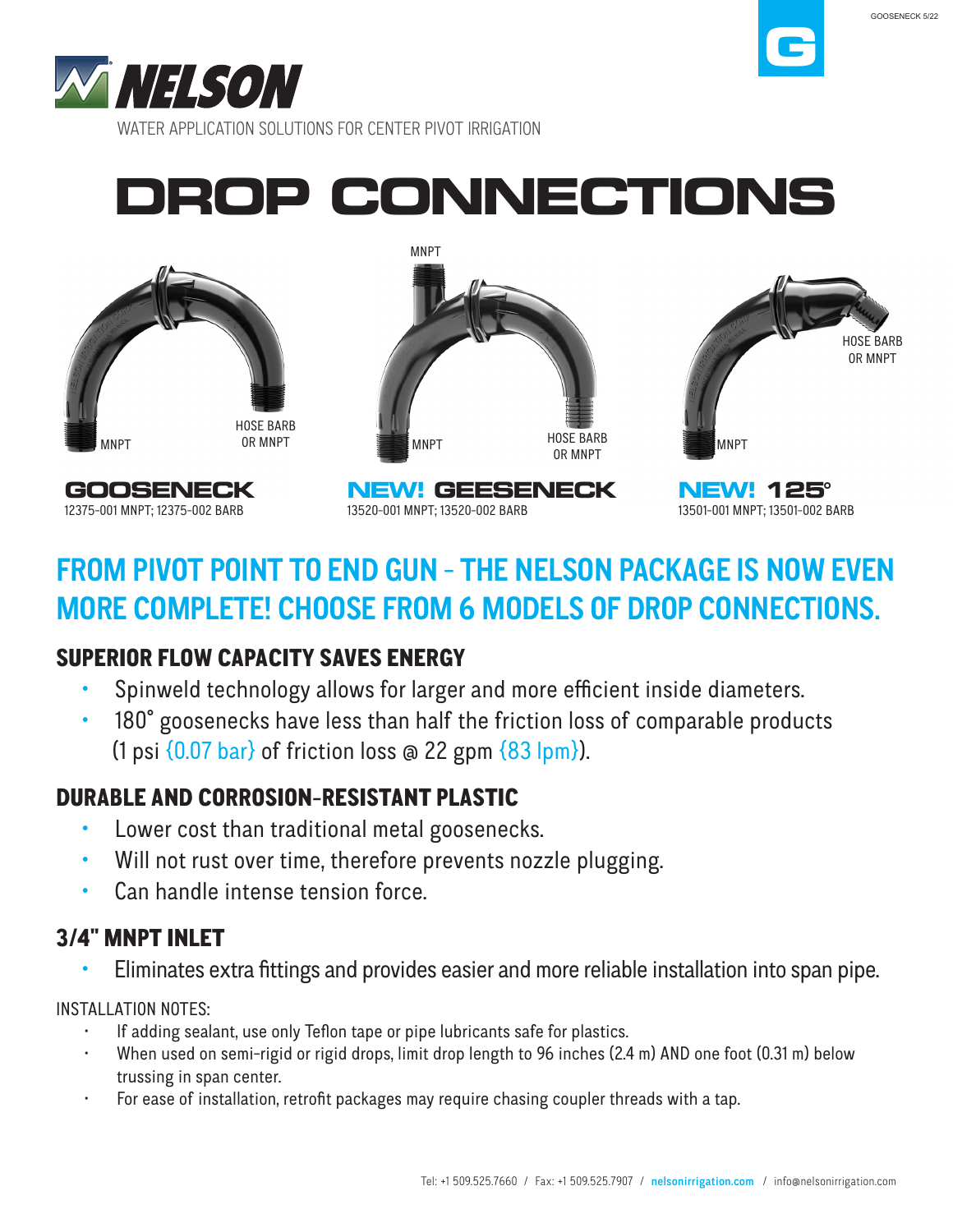NELSON

WATER APPLICATION SOLUTIONS FOR CENTER PIVOT IRRIGATION

# DROP CONNECTIONS

MNPT | HOSE BARB OR MNPT

**GOOSENECK**
12375-001 MNPT; 12375-002 BARB

MNPT | MNPT | HOSE BARB OR MNPT

**NEW! GEESENECK**
13520-001 MNPT; 13520-002 BARB

HOSE BARB OR MNPT | MNPT

**NEW! 125°**
13501-001 MNPT; 13501-002 BARB

## FROM PIVOT POINT TO END GUN – THE NELSON PACKAGE IS NOW EVEN MORE COMPLETE! CHOOSE FROM 6 MODELS OF DROP CONNECTIONS.

### SUPERIOR FLOW CAPACITY SAVES ENERGY

- Spinweld technology allows for larger and more efficient inside diameters.
- 180° goosenecks have less than half the friction loss of comparable products (1 psi {0.07 bar} of friction loss @ 22 gpm {83 lpm}).

### DURABLE AND CORROSION-RESISTANT PLASTIC

- Lower cost than traditional metal goosenecks.
- Will not rust over time, therefore prevents nozzle plugging.
- Can handle intense tension force.

### 3/4" MNPT INLET

- Eliminates extra fittings and provides easier and more reliable installation into span pipe.

INSTALLATION NOTES:

- If adding sealant, use only Teflon tape or pipe lubricants safe for plastics.
- When used on semi-rigid or rigid drops, limit drop length to 96 inches (2.4 m) AND one foot (0.31 m) below trussing in span center.
- For ease of installation, retrofit packages may require chasing coupler threads with a tap.

Tel: +1 509.525.7660 / Fax: +1 509.525.7907 / nelsonirrigation.com / info@nelsonirrigation.com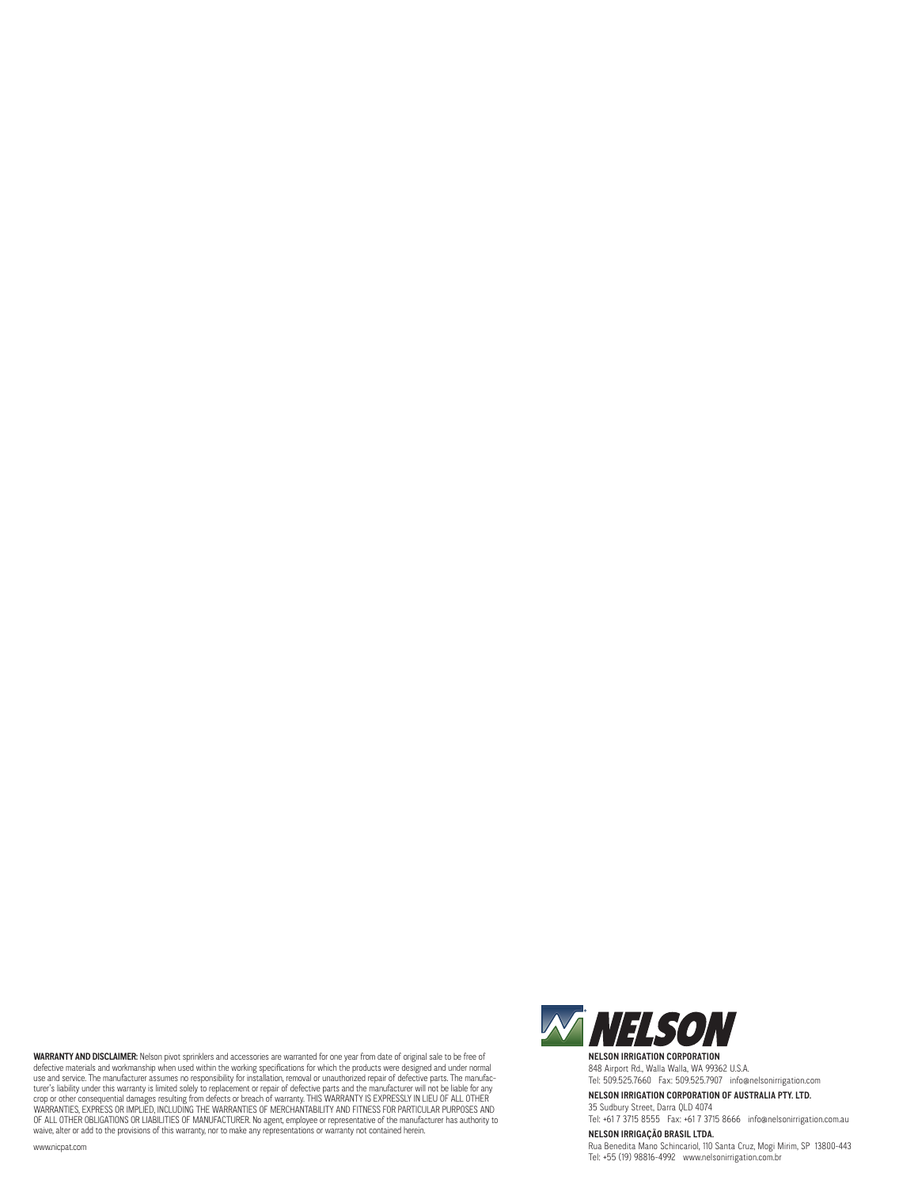**WARRANTY AND DISCLAIMER:** Nelson pivot sprinklers and accessories are warranted for one year from date of original sale to be free of defective materials and workmanship when used within the working specifications for which the products were designed and under normal use and service. The manufacturer assumes no responsibility for installation, removal or unauthorized repair of defective parts. The manufacturer's liability under this warranty is limited solely to replacement or repair of defective parts and the manufacturer will not be liable for any crop or other consequential damages resulting from defects or breach of warranty. THIS WARRANTY IS EXPRESSLY IN LIEU OF ALL OTHER WARRANTIES, EXPRESS OR IMPLIED, INCLUDING THE WARRANTIES OF MERCHANTABILITY AND FITNESS FOR PARTICULAR PURPOSES AND OF ALL OTHER OBLIGATIONS OR LIABILITIES OF MANUFACTURER. No agent, employee or representative of the manufacturer has authority to waive, alter or add to the provisions of this warranty, nor to make any representations or warranty not contained herein.

www.nicpat.com

NELSON

**NELSON IRRIGATION CORPORATION**
848 Airport Rd., Walla Walla, WA 99362 U.S.A.
Tel: 509.525.7660 Fax: 509.525.7907 info@nelsonirrigation.com

**NELSON IRRIGATION CORPORATION OF AUSTRALIA PTY. LTD.**
35 Sudbury Street, Darra QLD 4074
Tel: +61 7 3715 8555 Fax: +61 7 3715 8666 info@nelsonirrigation.com.au

**NELSON IRRIGAÇÃO BRASIL LTDA.**
Rua Benedita Mano Schincariol, 110 Santa Cruz, Mogi Mirim, SP 13800-443
Tel: +55 (19) 98816-4992 www.nelsonirrigation.com.br